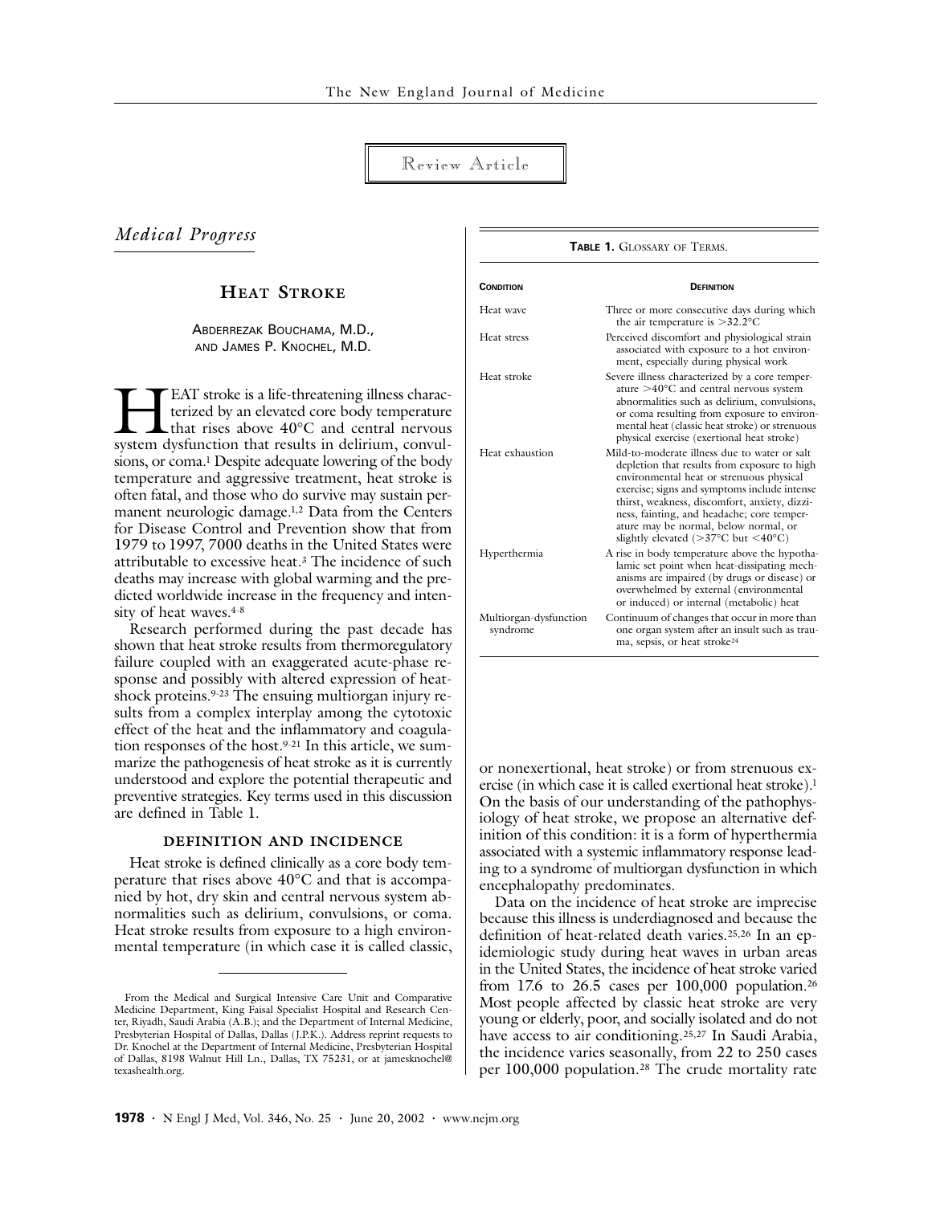Review Article

*Medical Progress*

# HEAT STROKE

ABDERREZAK BOUCHAMA, M.D.,
AND JAMES P. KNOCHEL, M.D.

HEAT stroke is a life-threatening illness characterized by an elevated core body temperature that rises above 40°C and central nervous system dysfunction that results in delirium, convulsions, or coma.[1] Despite adequate lowering of the body temperature and aggressive treatment, heat stroke is often fatal, and those who do survive may sustain permanent neurologic damage.[1,2] Data from the Centers for Disease Control and Prevention show that from 1979 to 1997, 7000 deaths in the United States were attributable to excessive heat.[3] The incidence of such deaths may increase with global warming and the predicted worldwide increase in the frequency and intensity of heat waves.[4-8]

Research performed during the past decade has shown that heat stroke results from thermoregulatory failure coupled with an exaggerated acute-phase response and possibly with altered expression of heat-shock proteins.[9-23] The ensuing multiorgan injury results from a complex interplay among the cytotoxic effect of the heat and the inflammatory and coagulation responses of the host.[9-21] In this article, we summarize the pathogenesis of heat stroke as it is currently understood and explore the potential therapeutic and preventive strategies. Key terms used in this discussion are defined in Table 1.

**TABLE 1.** GLOSSARY OF TERMS.

| CONDITION | DEFINITION |
|---|---|
| Heat wave | Three or more consecutive days during which the air temperature is >32.2°C |
| Heat stress | Perceived discomfort and physiological strain associated with exposure to a hot environment, especially during physical work |
| Heat stroke | Severe illness characterized by a core temperature >40°C and central nervous system abnormalities such as delirium, convulsions, or coma resulting from exposure to environmental heat (classic heat stroke) or strenuous physical exercise (exertional heat stroke) |
| Heat exhaustion | Mild-to-moderate illness due to water or salt depletion that results from exposure to high environmental heat or strenuous physical exercise; signs and symptoms include intense thirst, weakness, discomfort, anxiety, dizziness, fainting, and headache; core temperature may be normal, below normal, or slightly elevated (>37°C but <40°C) |
| Hyperthermia | A rise in body temperature above the hypothalamic set point when heat-dissipating mechanisms are impaired (by drugs or disease) or overwhelmed by external (environmental or induced) or internal (metabolic) heat |
| Multiorgan-dysfunction syndrome | Continuum of changes that occur in more than one organ system after an insult such as trauma, sepsis, or heat stroke[24] |

## DEFINITION AND INCIDENCE

Heat stroke is defined clinically as a core body temperature that rises above 40°C and that is accompanied by hot, dry skin and central nervous system abnormalities such as delirium, convulsions, or coma. Heat stroke results from exposure to a high environmental temperature (in which case it is called classic, or nonexertional, heat stroke) or from strenuous exercise (in which case it is called exertional heat stroke).[1] On the basis of our understanding of the pathophysiology of heat stroke, we propose an alternative definition of this condition: it is a form of hyperthermia associated with a systemic inflammatory response leading to a syndrome of multiorgan dysfunction in which encephalopathy predominates.

Data on the incidence of heat stroke are imprecise because this illness is underdiagnosed and because the definition of heat-related death varies.[25,26] In an epidemiologic study during heat waves in urban areas in the United States, the incidence of heat stroke varied from 17.6 to 26.5 cases per 100,000 population.[26] Most people affected by classic heat stroke are very young or elderly, poor, and socially isolated and do not have access to air conditioning.[25,27] In Saudi Arabia, the incidence varies seasonally, from 22 to 250 cases per 100,000 population.[28] The crude mortality rate

From the Medical and Surgical Intensive Care Unit and Comparative Medicine Department, King Faisal Specialist Hospital and Research Center, Riyadh, Saudi Arabia (A.B.); and the Department of Internal Medicine, Presbyterian Hospital of Dallas, Dallas (J.P.K.). Address reprint requests to Dr. Knochel at the Department of Internal Medicine, Presbyterian Hospital of Dallas, 8198 Walnut Hill Ln., Dallas, TX 75231, or at jamesknochel@texashealth.org.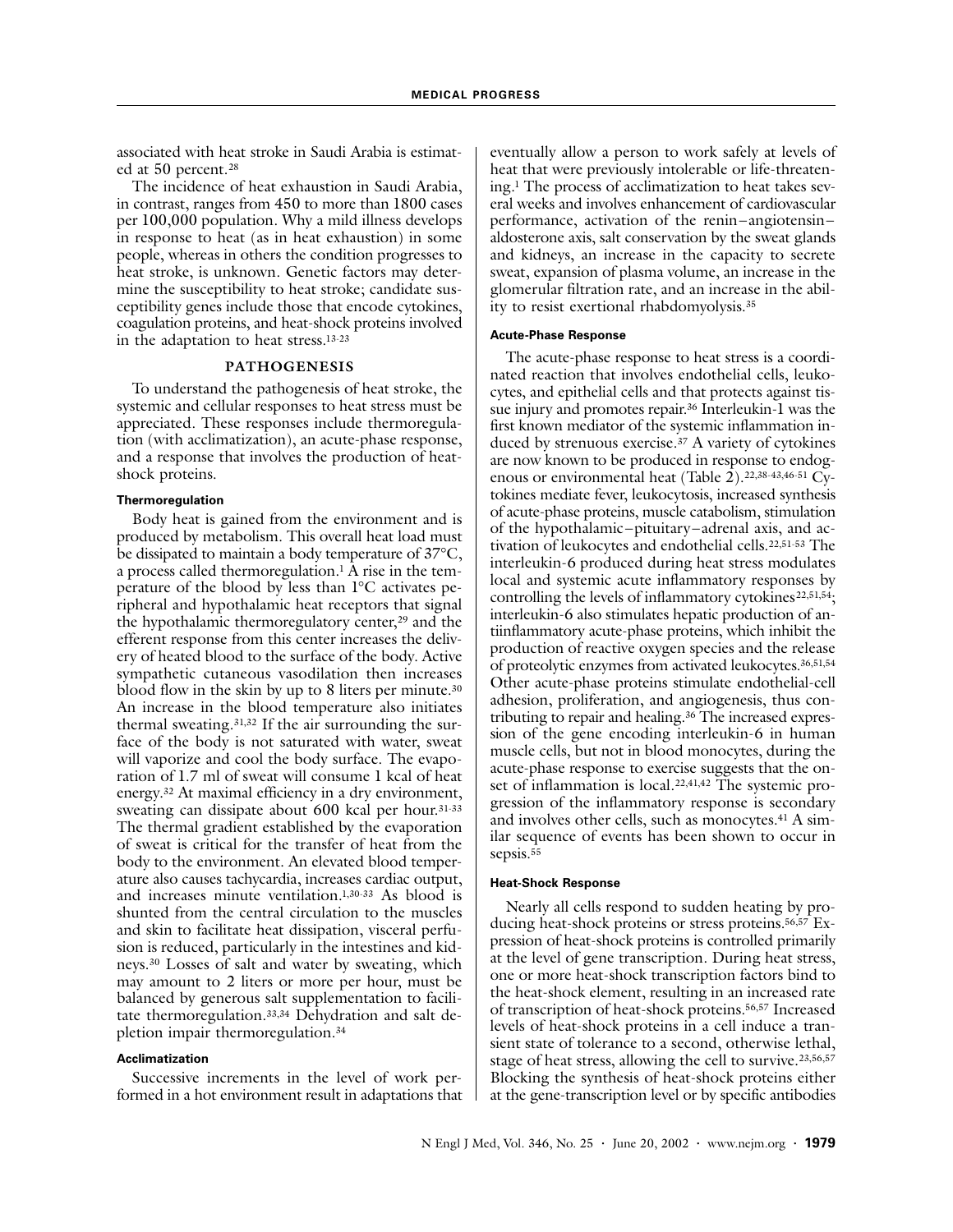associated with heat stroke in Saudi Arabia is estimated at 50 percent.[28]

The incidence of heat exhaustion in Saudi Arabia, in contrast, ranges from 450 to more than 1800 cases per 100,000 population. Why a mild illness develops in response to heat (as in heat exhaustion) in some people, whereas in others the condition progresses to heat stroke, is unknown. Genetic factors may determine the susceptibility to heat stroke; candidate susceptibility genes include those that encode cytokines, coagulation proteins, and heat-shock proteins involved in the adaptation to heat stress.[13-23]

## PATHOGENESIS

To understand the pathogenesis of heat stroke, the systemic and cellular responses to heat stress must be appreciated. These responses include thermoregulation (with acclimatization), an acute-phase response, and a response that involves the production of heat-shock proteins.

### Thermoregulation

Body heat is gained from the environment and is produced by metabolism. This overall heat load must be dissipated to maintain a body temperature of 37°C, a process called thermoregulation.[1] A rise in the temperature of the blood by less than 1°C activates peripheral and hypothalamic heat receptors that signal the hypothalamic thermoregulatory center,[29] and the efferent response from this center increases the delivery of heated blood to the surface of the body. Active sympathetic cutaneous vasodilation then increases blood flow in the skin by up to 8 liters per minute.[30] An increase in the blood temperature also initiates thermal sweating.[31,32] If the air surrounding the surface of the body is not saturated with water, sweat will vaporize and cool the body surface. The evaporation of 1.7 ml of sweat will consume 1 kcal of heat energy.[32] At maximal efficiency in a dry environment, sweating can dissipate about 600 kcal per hour.[31-33] The thermal gradient established by the evaporation of sweat is critical for the transfer of heat from the body to the environment. An elevated blood temperature also causes tachycardia, increases cardiac output, and increases minute ventilation.[1,30-33] As blood is shunted from the central circulation to the muscles and skin to facilitate heat dissipation, visceral perfusion is reduced, particularly in the intestines and kidneys.[30] Losses of salt and water by sweating, which may amount to 2 liters or more per hour, must be balanced by generous salt supplementation to facilitate thermoregulation.[33,34] Dehydration and salt depletion impair thermoregulation.[34]

### Acclimatization

Successive increments in the level of work performed in a hot environment result in adaptations that eventually allow a person to work safely at levels of heat that were previously intolerable or life-threatening.[1] The process of acclimatization to heat takes several weeks and involves enhancement of cardiovascular performance, activation of the renin–angiotensin–aldosterone axis, salt conservation by the sweat glands and kidneys, an increase in the capacity to secrete sweat, expansion of plasma volume, an increase in the glomerular filtration rate, and an increase in the ability to resist exertional rhabdomyolysis.[35]

### Acute-Phase Response

The acute-phase response to heat stress is a coordinated reaction that involves endothelial cells, leukocytes, and epithelial cells and that protects against tissue injury and promotes repair.[36] Interleukin-1 was the first known mediator of the systemic inflammation induced by strenuous exercise.[37] A variety of cytokines are now known to be produced in response to endogenous or environmental heat (Table 2).[22,38-43,46-51] Cytokines mediate fever, leukocytosis, increased synthesis of acute-phase proteins, muscle catabolism, stimulation of the hypothalamic–pituitary–adrenal axis, and activation of leukocytes and endothelial cells.[22,51-53] The interleukin-6 produced during heat stress modulates local and systemic acute inflammatory responses by controlling the levels of inflammatory cytokines[22,51,54]; interleukin-6 also stimulates hepatic production of antiinflammatory acute-phase proteins, which inhibit the production of reactive oxygen species and the release of proteolytic enzymes from activated leukocytes.[36,51,54] Other acute-phase proteins stimulate endothelial-cell adhesion, proliferation, and angiogenesis, thus contributing to repair and healing.[36] The increased expression of the gene encoding interleukin-6 in human muscle cells, but not in blood monocytes, during the acute-phase response to exercise suggests that the onset of inflammation is local.[22,41,42] The systemic progression of the inflammatory response is secondary and involves other cells, such as monocytes.[41] A similar sequence of events has been shown to occur in sepsis.[55]

### Heat-Shock Response

Nearly all cells respond to sudden heating by producing heat-shock proteins or stress proteins.[56,57] Expression of heat-shock proteins is controlled primarily at the level of gene transcription. During heat stress, one or more heat-shock transcription factors bind to the heat-shock element, resulting in an increased rate of transcription of heat-shock proteins.[56,57] Increased levels of heat-shock proteins in a cell induce a transient state of tolerance to a second, otherwise lethal, stage of heat stress, allowing the cell to survive.[23,56,57] Blocking the synthesis of heat-shock proteins either at the gene-transcription level or by specific antibodies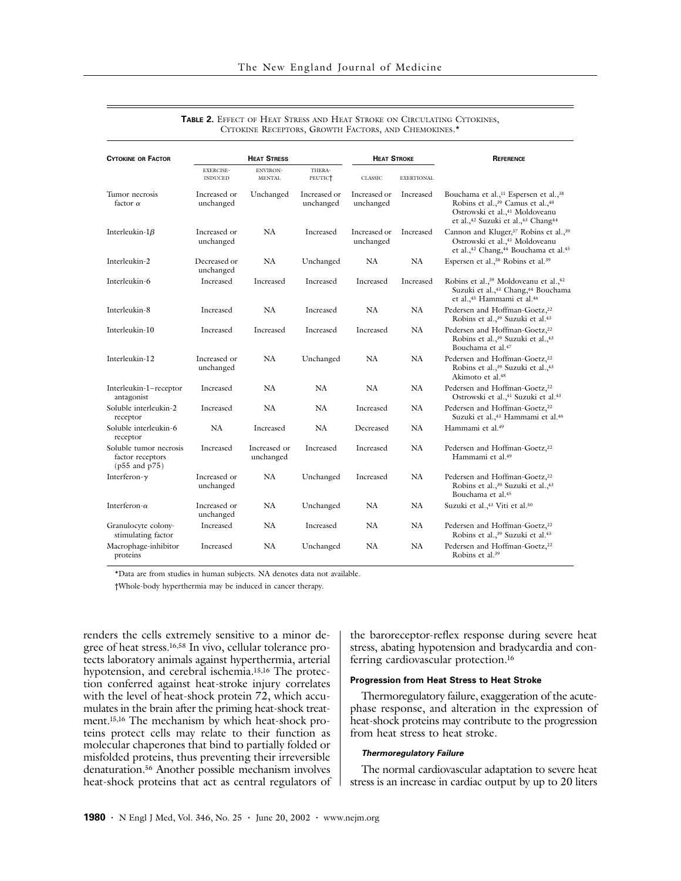**TABLE 2.** EFFECT OF HEAT STRESS AND HEAT STROKE ON CIRCULATING CYTOKINES, CYTOKINE RECEPTORS, GROWTH FACTORS, AND CHEMOKINES.*

| CYTOKINE OR FACTOR | HEAT STRESS | | | HEAT STROKE | | REFERENCE |
|---|---|---|---|---|---|---|
| | EXERCISE-INDUCED | ENVIRONMENTAL | THERAPEUTIC† | CLASSIC | EXERTIONAL | |
| Tumor necrosis factor α | Increased or unchanged | Unchanged | Increased or unchanged | Increased or unchanged | Increased | Bouchama et al.,[11] Espersen et al.,[38] Robins et al.,[39] Camus et al.,[40] Ostrowski et al.,[41] Moldoveanu et al.,[42] Suzuki et al.,[43] Chang[44] |
| Interleukin-1β | Increased or unchanged | NA | Increased | Increased or unchanged | Increased | Cannon and Kluger,[37] Robins et al.,[39] Ostrowski et al.,[41] Moldoveanu et al.,[42] Chang,[44] Bouchama et al.[45] |
| Interleukin-2 | Decreased or unchanged | NA | Unchanged | NA | NA | Espersen et al.,[38] Robins et al.[39] |
| Interleukin-6 | Increased | Increased | Increased | Increased | Increased | Robins et al.,[39] Moldoveanu et al.,[42] Suzuki et al.,[43] Chang,[44] Bouchama et al.,[45] Hammami et al.[46] |
| Interleukin-8 | Increased | NA | Increased | NA | NA | Pedersen and Hoffman-Goetz,[22] Robins et al.,[39] Suzuki et al.[43] |
| Interleukin-10 | Increased | Increased | Increased | Increased | NA | Pedersen and Hoffman-Goetz,[22] Robins et al.,[39] Suzuki et al.,[43] Bouchama et al.[47] |
| Interleukin-12 | Increased or unchanged | NA | Unchanged | NA | NA | Pedersen and Hoffman-Goetz,[22] Robins et al.,[39] Suzuki et al.,[43] Akimoto et al.[48] |
| Interleukin-1–receptor antagonist | Increased | NA | NA | NA | NA | Pedersen and Hoffman-Goetz,[22] Ostrowski et al.,[41] Suzuki et al.[43] |
| Soluble interleukin-2 receptor | Increased | NA | NA | Increased | NA | Pedersen and Hoffman-Goetz,[22] Suzuki et al.,[43] Hammami et al.[46] |
| Soluble interleukin-6 receptor | NA | Increased | NA | Decreased | NA | Hammami et al.[49] |
| Soluble tumor necrosis factor receptors (p55 and p75) | Increased | Increased or unchanged | Increased | Increased | NA | Pedersen and Hoffman-Goetz,[22] Hammami et al.[49] |
| Interferon-γ | Increased or unchanged | NA | Unchanged | Increased | NA | Pedersen and Hoffman-Goetz,[22] Robins et al.,[39] Suzuki et al.,[43] Bouchama et al.[45] |
| Interferon-α | Increased or unchanged | NA | Unchanged | NA | NA | Suzuki et al.,[43] Viti et al.[50] |
| Granulocyte colony-stimulating factor | Increased | NA | Increased | NA | NA | Pedersen and Hoffman-Goetz,[22] Robins et al.,[39] Suzuki et al.[43] |
| Macrophage-inhibitor proteins | Increased | NA | Unchanged | NA | NA | Pedersen and Hoffman-Goetz,[22] Robins et al.[39] |

*Data are from studies in human subjects. NA denotes data not available.

†Whole-body hyperthermia may be induced in cancer therapy.

renders the cells extremely sensitive to a minor degree of heat stress.[16,58] In vivo, cellular tolerance protects laboratory animals against hyperthermia, arterial hypotension, and cerebral ischemia.[15,16] The protection conferred against heat-stroke injury correlates with the level of heat-shock protein 72, which accumulates in the brain after the priming heat-shock treatment.[15,16] The mechanism by which heat-shock proteins protect cells may relate to their function as molecular chaperones that bind to partially folded or misfolded proteins, thus preventing their irreversible denaturation.[56] Another possible mechanism involves heat-shock proteins that act as central regulators of the baroreceptor-reflex response during severe heat stress, abating hypotension and bradycardia and conferring cardiovascular protection.[16]

### Progression from Heat Stress to Heat Stroke

Thermoregulatory failure, exaggeration of the acute-phase response, and alteration in the expression of heat-shock proteins may contribute to the progression from heat stress to heat stroke.

#### *Thermoregulatory Failure*

The normal cardiovascular adaptation to severe heat stress is an increase in cardiac output by up to 20 liters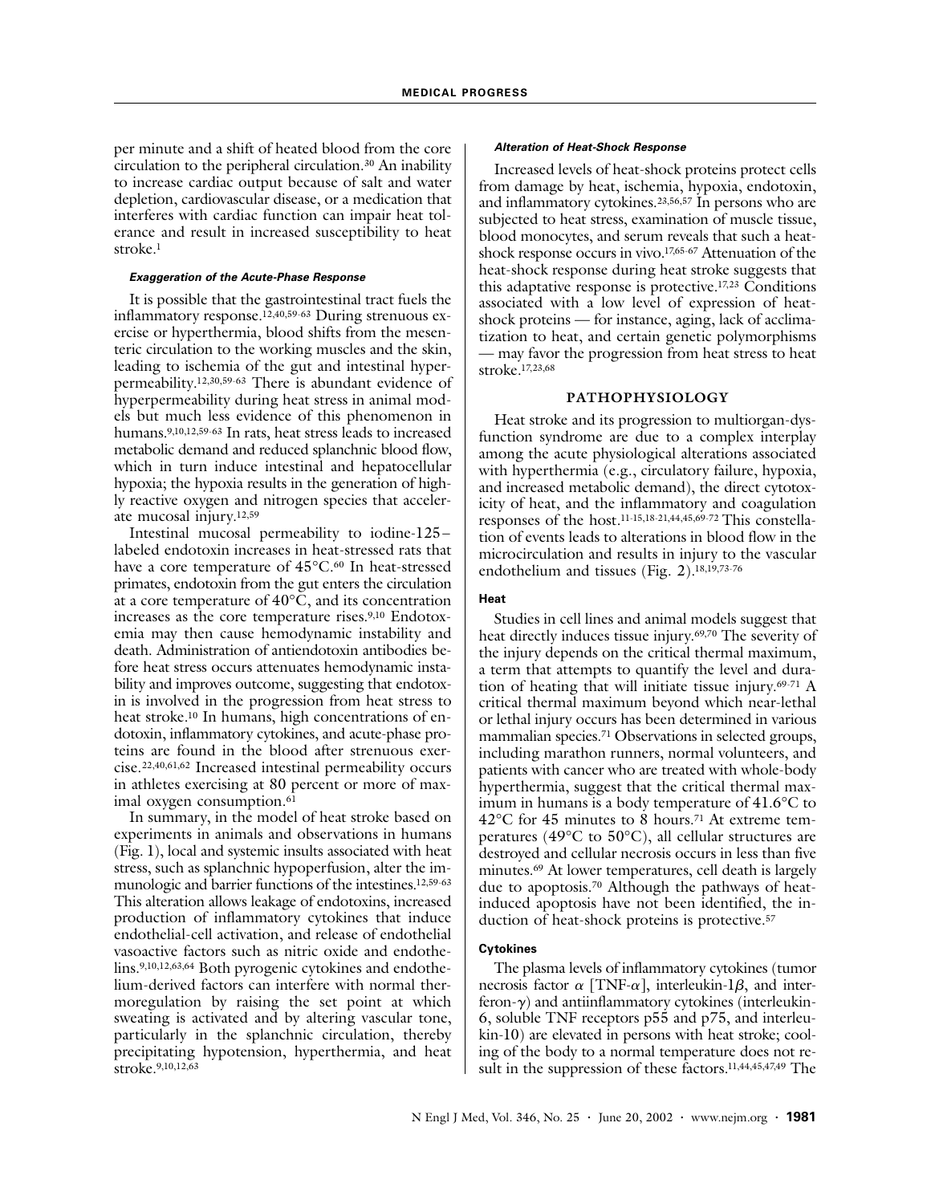per minute and a shift of heated blood from the core circulation to the peripheral circulation.[30] An inability to increase cardiac output because of salt and water depletion, cardiovascular disease, or a medication that interferes with cardiac function can impair heat tolerance and result in increased susceptibility to heat stroke.[1]

#### *Exaggeration of the Acute-Phase Response*

It is possible that the gastrointestinal tract fuels the inflammatory response.[12,40,59-63] During strenuous exercise or hyperthermia, blood shifts from the mesenteric circulation to the working muscles and the skin, leading to ischemia of the gut and intestinal hyperpermeability.[12,30,59-63] There is abundant evidence of hyperpermeability during heat stress in animal models but much less evidence of this phenomenon in humans.[9,10,12,59-63] In rats, heat stress leads to increased metabolic demand and reduced splanchnic blood flow, which in turn induce intestinal and hepatocellular hypoxia; the hypoxia results in the generation of highly reactive oxygen and nitrogen species that accelerate mucosal injury.[12,59]

Intestinal mucosal permeability to iodine-125–labeled endotoxin increases in heat-stressed rats that have a core temperature of 45°C.[60] In heat-stressed primates, endotoxin from the gut enters the circulation at a core temperature of 40°C, and its concentration increases as the core temperature rises.[9,10] Endotoxemia may then cause hemodynamic instability and death. Administration of antiendotoxin antibodies before heat stress occurs attenuates hemodynamic instability and improves outcome, suggesting that endotoxin is involved in the progression from heat stress to heat stroke.[10] In humans, high concentrations of endotoxin, inflammatory cytokines, and acute-phase proteins are found in the blood after strenuous exercise.[22,40,61,62] Increased intestinal permeability occurs in athletes exercising at 80 percent or more of maximal oxygen consumption.[61]

In summary, in the model of heat stroke based on experiments in animals and observations in humans (Fig. 1), local and systemic insults associated with heat stress, such as splanchnic hypoperfusion, alter the immunologic and barrier functions of the intestines.[12,59-63] This alteration allows leakage of endotoxins, increased production of inflammatory cytokines that induce endothelial-cell activation, and release of endothelial vasoactive factors such as nitric oxide and endothelins.[9,10,12,63,64] Both pyrogenic cytokines and endothelium-derived factors can interfere with normal thermoregulation by raising the set point at which sweating is activated and by altering vascular tone, particularly in the splanchnic circulation, thereby precipitating hypotension, hyperthermia, and heat stroke.[9,10,12,63]

#### *Alteration of Heat-Shock Response*

Increased levels of heat-shock proteins protect cells from damage by heat, ischemia, hypoxia, endotoxin, and inflammatory cytokines.[23,56,57] In persons who are subjected to heat stress, examination of muscle tissue, blood monocytes, and serum reveals that such a heat-shock response occurs in vivo.[17,65-67] Attenuation of the heat-shock response during heat stroke suggests that this adaptive response is protective.[17,23] Conditions associated with a low level of expression of heat-shock proteins — for instance, aging, lack of acclimatization to heat, and certain genetic polymorphisms — may favor the progression from heat stress to heat stroke.[17,23,68]

## PATHOPHYSIOLOGY

Heat stroke and its progression to multiorgan-dysfunction syndrome are due to a complex interplay among the acute physiological alterations associated with hyperthermia (e.g., circulatory failure, hypoxia, and increased metabolic demand), the direct cytotoxicity of heat, and the inflammatory and coagulation responses of the host.[11-15,18-21,44,45,69-72] This constellation of events leads to alterations in blood flow in the microcirculation and results in injury to the vascular endothelium and tissues (Fig. 2).[18,19,73-76]

### Heat

Studies in cell lines and animal models suggest that heat directly induces tissue injury.[69,70] The severity of the injury depends on the critical thermal maximum, a term that attempts to quantify the level and duration of heating that will initiate tissue injury.[69-71] A critical thermal maximum beyond which near-lethal or lethal injury occurs has been determined in various mammalian species.[71] Observations in selected groups, including marathon runners, normal volunteers, and patients with cancer who are treated with whole-body hyperthermia, suggest that the critical thermal maximum in humans is a body temperature of 41.6°C to 42°C for 45 minutes to 8 hours.[71] At extreme temperatures (49°C to 50°C), all cellular structures are destroyed and cellular necrosis occurs in less than five minutes.[69] At lower temperatures, cell death is largely due to apoptosis.[70] Although the pathways of heat-induced apoptosis have not been identified, the induction of heat-shock proteins is protective.[57]

### Cytokines

The plasma levels of inflammatory cytokines (tumor necrosis factor $\alpha$ [TNF-$\alpha$], interleukin-1$\beta$, and interferon-$\gamma$) and antiinflammatory cytokines (interleukin-6, soluble TNF receptors p55 and p75, and interleukin-10) are elevated in persons with heat stroke; cooling of the body to a normal temperature does not result in the suppression of these factors.[11,44,45,47,49] The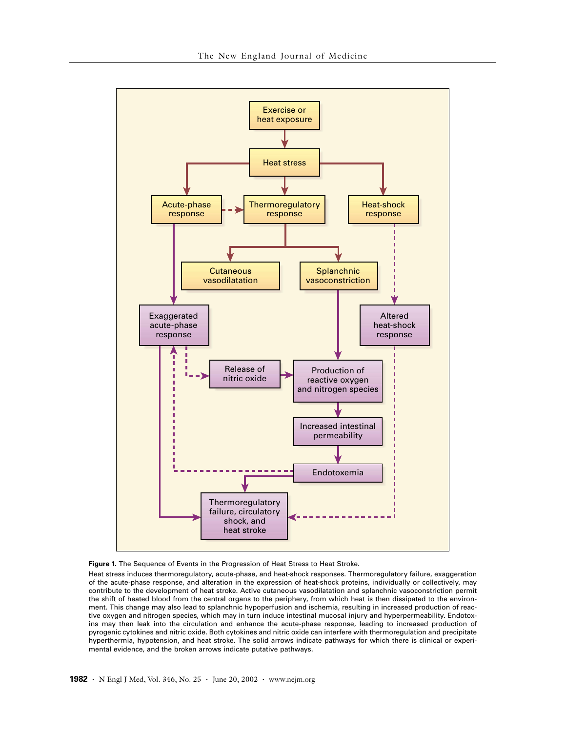**Figure 1.** The Sequence of Events in the Progression of Heat Stress to Heat Stroke.

Heat stress induces thermoregulatory, acute-phase, and heat-shock responses. Thermoregulatory failure, exaggeration of the acute-phase response, and alteration in the expression of heat-shock proteins, individually or collectively, may contribute to the development of heat stroke. Active cutaneous vasodilatation and splanchnic vasoconstriction permit the shift of heated blood from the central organs to the periphery, from which heat is then dissipated to the environment. This change may also lead to splanchnic hypoperfusion and ischemia, resulting in increased production of reactive oxygen and nitrogen species, which may in turn induce intestinal mucosal injury and hyperpermeability. Endotoxins may then leak into the circulation and enhance the acute-phase response, leading to increased production of pyrogenic cytokines and nitric oxide. Both cytokines and nitric oxide can interfere with thermoregulation and precipitate hyperthermia, hypotension, and heat stroke. The solid arrows indicate pathways for which there is clinical or experimental evidence, and the broken arrows indicate putative pathways.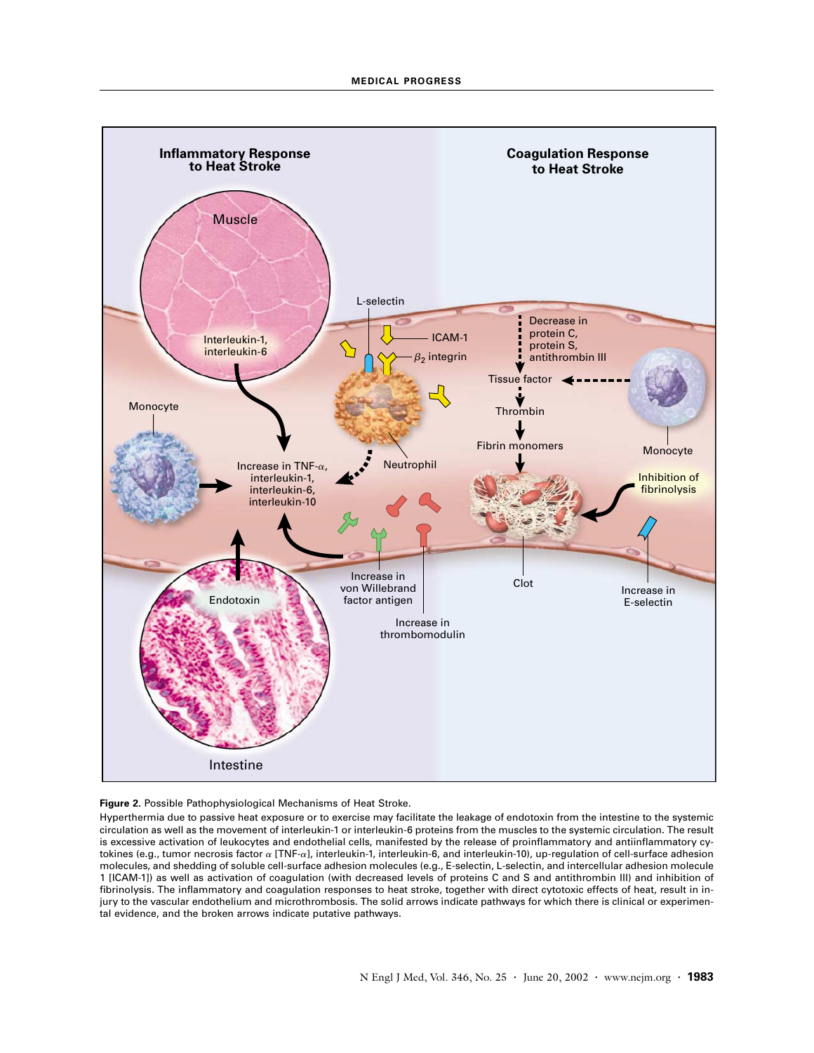**Figure 2.** Possible Pathophysiological Mechanisms of Heat Stroke.

Hyperthermia due to passive heat exposure or to exercise may facilitate the leakage of endotoxin from the intestine to the systemic circulation as well as the movement of interleukin-1 or interleukin-6 proteins from the muscles to the systemic circulation. The result is excessive activation of leukocytes and endothelial cells, manifested by the release of proinflammatory and antiinflammatory cytokines (e.g., tumor necrosis factor $\alpha$ [TNF-$\alpha$], interleukin-1, interleukin-6, and interleukin-10), up-regulation of cell-surface adhesion molecules, and shedding of soluble cell-surface adhesion molecules (e.g., E-selectin, L-selectin, and intercellular adhesion molecule 1 [ICAM-1]) as well as activation of coagulation (with decreased levels of proteins C and S and antithrombin III) and inhibition of fibrinolysis. The inflammatory and coagulation responses to heat stroke, together with direct cytotoxic effects of heat, result in injury to the vascular endothelium and microthrombosis. The solid arrows indicate pathways for which there is clinical or experimental evidence, and the broken arrows indicate putative pathways.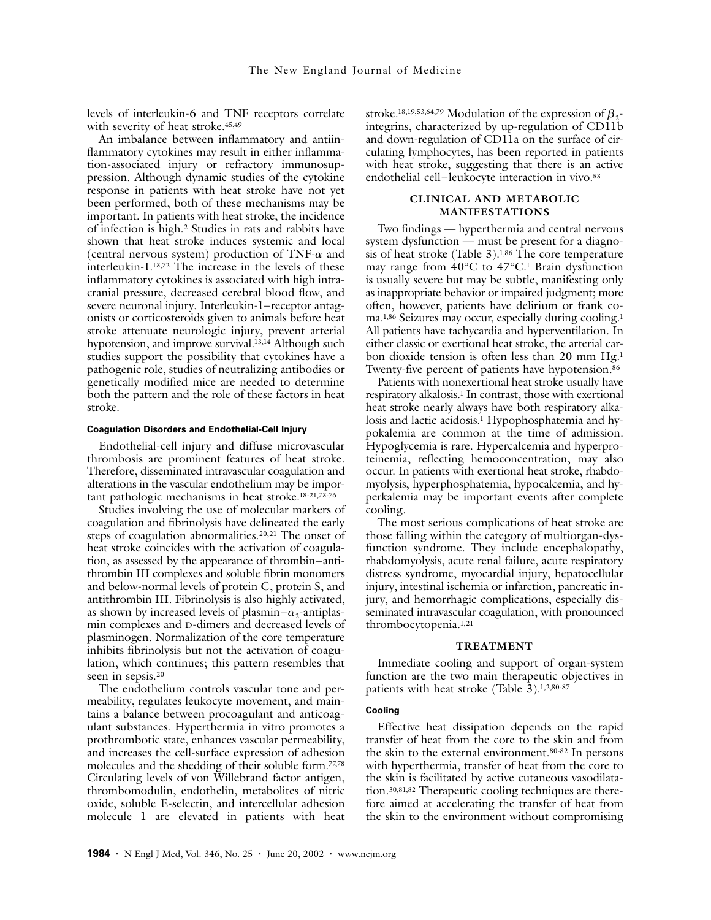levels of interleukin-6 and TNF receptors correlate with severity of heat stroke.[45,49]

An imbalance between inflammatory and antiinflammatory cytokines may result in either inflammation-associated injury or refractory immunosuppression. Although dynamic studies of the cytokine response in patients with heat stroke have not yet been performed, both of these mechanisms may be important. In patients with heat stroke, the incidence of infection is high.[2] Studies in rats and rabbits have shown that heat stroke induces systemic and local (central nervous system) production of TNF-$\alpha$ and interleukin-1.[13,72] The increase in the levels of these inflammatory cytokines is associated with high intracranial pressure, decreased cerebral blood flow, and severe neuronal injury. Interleukin-1–receptor antagonists or corticosteroids given to animals before heat stroke attenuate neurologic injury, prevent arterial hypotension, and improve survival.[13,14] Although such studies support the possibility that cytokines have a pathogenic role, studies of neutralizing antibodies or genetically modified mice are needed to determine both the pattern and the role of these factors in heat stroke.

#### Coagulation Disorders and Endothelial-Cell Injury

Endothelial-cell injury and diffuse microvascular thrombosis are prominent features of heat stroke. Therefore, disseminated intravascular coagulation and alterations in the vascular endothelium may be important pathologic mechanisms in heat stroke.[18-21,73-76]

Studies involving the use of molecular markers of coagulation and fibrinolysis have delineated the early steps of coagulation abnormalities.[20,21] The onset of heat stroke coincides with the activation of coagulation, as assessed by the appearance of thrombin–antithrombin III complexes and soluble fibrin monomers and below-normal levels of protein C, protein S, and antithrombin III. Fibrinolysis is also highly activated, as shown by increased levels of plasmin–$\alpha_2$-antiplasmin complexes and D-dimers and decreased levels of plasminogen. Normalization of the core temperature inhibits fibrinolysis but not the activation of coagulation, which continues; this pattern resembles that seen in sepsis.[20]

The endothelium controls vascular tone and permeability, regulates leukocyte movement, and maintains a balance between procoagulant and anticoagulant substances. Hyperthermia in vitro promotes a prothrombotic state, enhances vascular permeability, and increases the cell-surface expression of adhesion molecules and the shedding of their soluble form.[77,78] Circulating levels of von Willebrand factor antigen, thrombomodulin, endothelin, metabolites of nitric oxide, soluble E-selectin, and intercellular adhesion molecule 1 are elevated in patients with heat stroke.[18,19,53,64,79] Modulation of the expression of $\beta_2$-integrins, characterized by up-regulation of CD11b and down-regulation of CD11a on the surface of circulating lymphocytes, has been reported in patients with heat stroke, suggesting that there is an active endothelial cell–leukocyte interaction in vivo.[53]

### CLINICAL AND METABOLIC MANIFESTATIONS

Two findings — hyperthermia and central nervous system dysfunction — must be present for a diagnosis of heat stroke (Table 3).[1,86] The core temperature may range from 40°C to 47°C.[1] Brain dysfunction is usually severe but may be subtle, manifesting only as inappropriate behavior or impaired judgment; more often, however, patients have delirium or frank coma.[1,86] Seizures may occur, especially during cooling.[1] All patients have tachycardia and hyperventilation. In either classic or exertional heat stroke, the arterial carbon dioxide tension is often less than 20 mm Hg.[1] Twenty-five percent of patients have hypotension.[86]

Patients with nonexertional heat stroke usually have respiratory alkalosis.[1] In contrast, those with exertional heat stroke nearly always have both respiratory alkalosis and lactic acidosis.[1] Hypophosphatemia and hypokalemia are common at the time of admission. Hypoglycemia is rare. Hypercalcemia and hyperproteinemia, reflecting hemoconcentration, may also occur. In patients with exertional heat stroke, rhabdomyolysis, hyperphosphatemia, hypocalcemia, and hyperkalemia may be important events after complete cooling.

The most serious complications of heat stroke are those falling within the category of multiorgan-dysfunction syndrome. They include encephalopathy, rhabdomyolysis, acute renal failure, acute respiratory distress syndrome, myocardial injury, hepatocellular injury, intestinal ischemia or infarction, pancreatic injury, and hemorrhagic complications, especially disseminated intravascular coagulation, with pronounced thrombocytopenia.[1,21]

### TREATMENT

Immediate cooling and support of organ-system function are the two main therapeutic objectives in patients with heat stroke (Table 3).[1,2,80-87]

#### Cooling

Effective heat dissipation depends on the rapid transfer of heat from the core to the skin and from the skin to the external environment.[80-82] In persons with hyperthermia, transfer of heat from the core to the skin is facilitated by active cutaneous vasodilatation.[30,81,82] Therapeutic cooling techniques are therefore aimed at accelerating the transfer of heat from the skin to the environment without compromising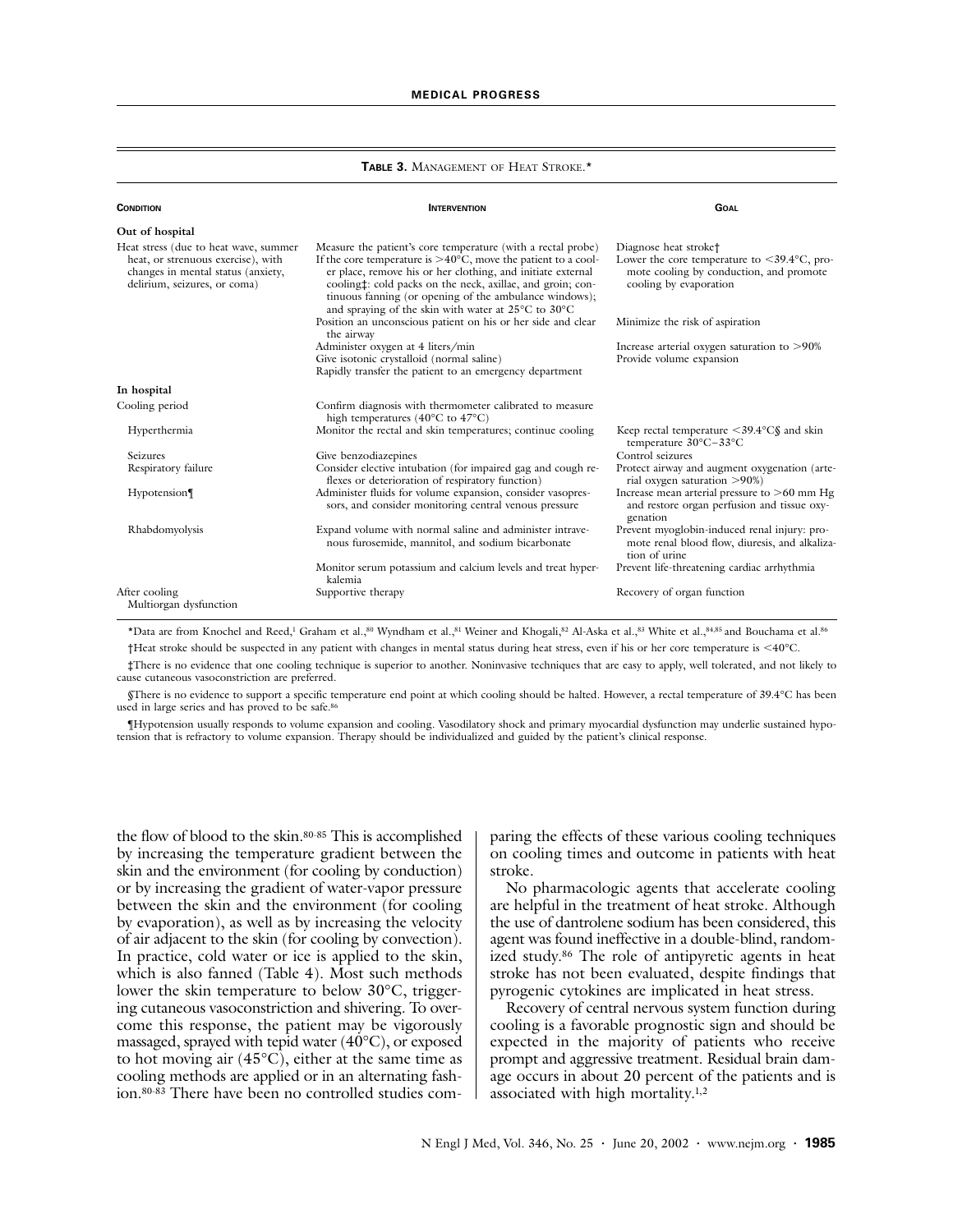**TABLE 3.** MANAGEMENT OF HEAT STROKE.*

| CONDITION | INTERVENTION | GOAL |
|---|---|---|
| **Out of hospital** | | |
| Heat stress (due to heat wave, summer heat, or strenuous exercise), with changes in mental status (anxiety, delirium, seizures, or coma) | Measure the patient's core temperature (with a rectal probe) | Diagnose heat stroke† |
| | If the core temperature is >40°C, move the patient to a cooler place, remove his or her clothing, and initiate external cooling‡: cold packs on the neck, axillae, and groin; continuous fanning (or opening of the ambulance windows); and spraying of the skin with water at 25°C to 30°C | Lower the core temperature to <39.4°C, promote cooling by conduction, and promote cooling by evaporation |
| | Position an unconscious patient on his or her side and clear the airway | Minimize the risk of aspiration |
| | Administer oxygen at 4 liters/min | Increase arterial oxygen saturation to >90% |
| | Give isotonic crystalloid (normal saline) | Provide volume expansion |
| | Rapidly transfer the patient to an emergency department | |
| **In hospital** | | |
| Cooling period | Confirm diagnosis with thermometer calibrated to measure high temperatures (40°C to 47°C) | |
| Hyperthermia | Monitor the rectal and skin temperatures; continue cooling | Keep rectal temperature <39.4°C§ and skin temperature 30°C–33°C |
| Seizures | Give benzodiazepines | Control seizures |
| Respiratory failure | Consider elective intubation (for impaired gag and cough reflexes or deterioration of respiratory function) | Protect airway and augment oxygenation (arterial oxygen saturation >90%) |
| Hypotension¶ | Administer fluids for volume expansion, consider vasopressors, and consider monitoring central venous pressure | Increase mean arterial pressure to >60 mm Hg and restore organ perfusion and tissue oxygenation |
| Rhabdomyolysis | Expand volume with normal saline and administer intravenous furosemide, mannitol, and sodium bicarbonate | Prevent myoglobin-induced renal injury: promote renal blood flow, diuresis, and alkalization of urine |
| | Monitor serum potassium and calcium levels and treat hyperkalemia | Prevent life-threatening cardiac arrhythmia |
| After cooling | | |
| Multiorgan dysfunction | Supportive therapy | Recovery of organ function |

*Data are from Knochel and Reed,[1] Graham et al.,[80] Wyndham et al.,[81] Weiner and Khogali,[82] Al-Aska et al.,[83] White et al.,[84,85] and Bouchama et al.[86]

†Heat stroke should be suspected in any patient with changes in mental status during heat stress, even if his or her core temperature is <40°C.

‡There is no evidence that one cooling technique is superior to another. Noninvasive techniques that are easy to apply, well tolerated, and not likely to cause cutaneous vasoconstriction are preferred.

§There is no evidence to support a specific temperature end point at which cooling should be halted. However, a rectal temperature of 39.4°C has been used in large series and has proved to be safe.[86]

¶Hypotension usually responds to volume expansion and cooling. Vasodilatory shock and primary myocardial dysfunction may underlie sustained hypotension that is refractory to volume expansion. Therapy should be individualized and guided by the patient's clinical response.

the flow of blood to the skin.[80-85] This is accomplished by increasing the temperature gradient between the skin and the environment (for cooling by conduction) or by increasing the gradient of water-vapor pressure between the skin and the environment (for cooling by evaporation), as well as by increasing the velocity of air adjacent to the skin (for cooling by convection). In practice, cold water or ice is applied to the skin, which is also fanned (Table 4). Most such methods lower the skin temperature to below 30°C, triggering cutaneous vasoconstriction and shivering. To overcome this response, the patient may be vigorously massaged, sprayed with tepid water (40°C), or exposed to hot moving air (45°C), either at the same time as cooling methods are applied or in an alternating fashion.[80-83] There have been no controlled studies comparing the effects of these various cooling techniques on cooling times and outcome in patients with heat stroke.

No pharmacologic agents that accelerate cooling are helpful in the treatment of heat stroke. Although the use of dantrolene sodium has been considered, this agent was found ineffective in a double-blind, randomized study.[86] The role of antipyretic agents in heat stroke has not been evaluated, despite findings that pyrogenic cytokines are implicated in heat stress.

Recovery of central nervous system function during cooling is a favorable prognostic sign and should be expected in the majority of patients who receive prompt and aggressive treatment. Residual brain damage occurs in about 20 percent of the patients and is associated with high mortality.[1,2]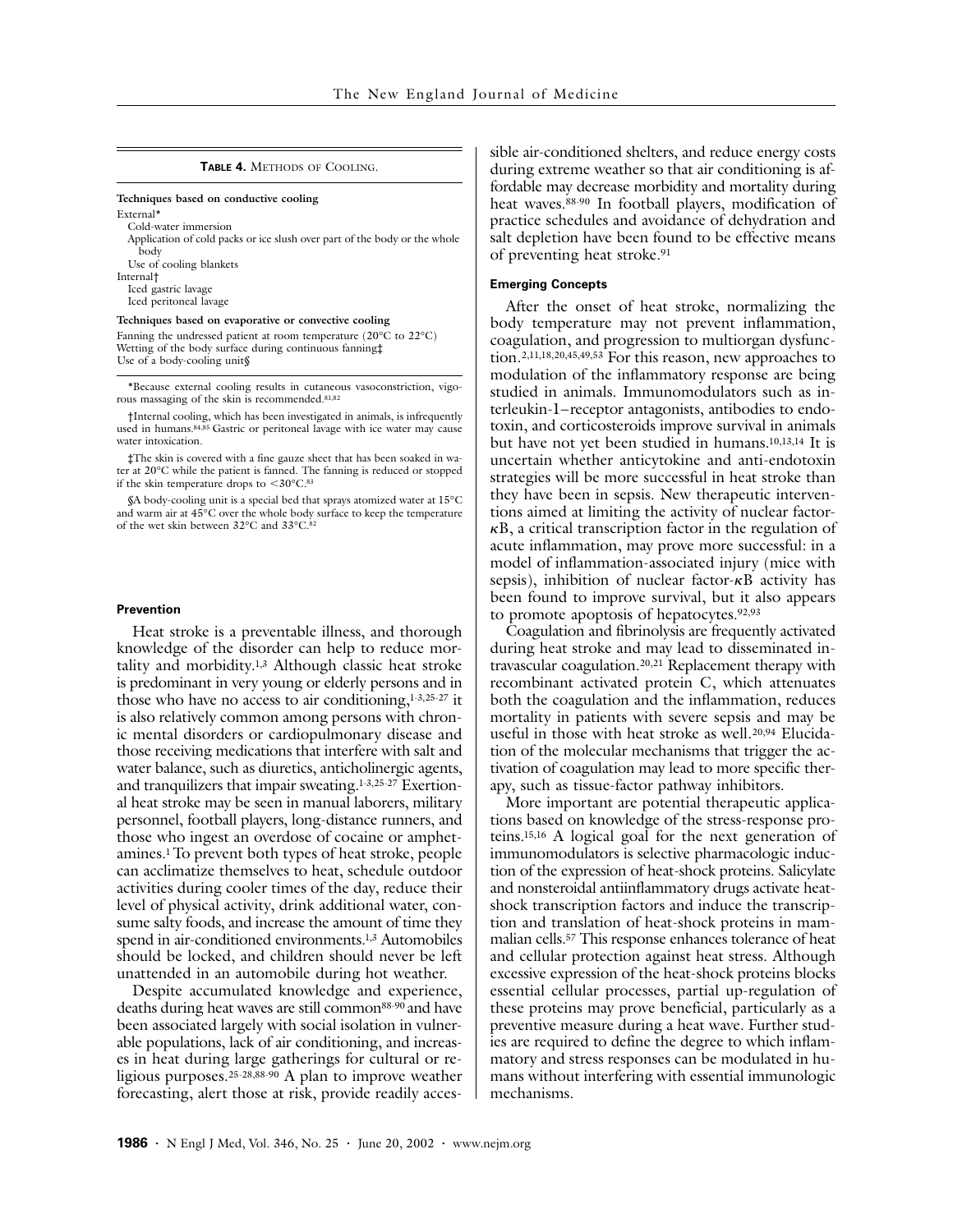**TABLE 4.** METHODS OF COOLING.

**Techniques based on conductive cooling**

External*

- Cold-water immersion
- Application of cold packs or ice slush over part of the body or the whole body
- Use of cooling blankets

Internal†

- Iced gastric lavage
- Iced peritoneal lavage

**Techniques based on evaporative or convective cooling**

Fanning the undressed patient at room temperature (20°C to 22°C)
Wetting of the body surface during continuous fanning‡
Use of a body-cooling unit§

*Because external cooling results in cutaneous vasoconstriction, vigorous massaging of the skin is recommended.[81,82]

†Internal cooling, which has been investigated in animals, is infrequently used in humans.[84,85] Gastric or peritoneal lavage with ice water may cause water intoxication.

‡The skin is covered with a fine gauze sheet that has been soaked in water at 20°C while the patient is fanned. The fanning is reduced or stopped if the skin temperature drops to <30°C.[83]

§A body-cooling unit is a special bed that sprays atomized water at 15°C and warm air at 45°C over the whole body surface to keep the temperature of the wet skin between 32°C and 33°C.[82]

### Prevention

Heat stroke is a preventable illness, and thorough knowledge of the disorder can help to reduce mortality and morbidity.[1,3] Although classic heat stroke is predominant in very young or elderly persons and in those who have no access to air conditioning,[1-3,25-27] it is also relatively common among persons with chronic mental disorders or cardiopulmonary disease and those receiving medications that interfere with salt and water balance, such as diuretics, anticholinergic agents, and tranquilizers that impair sweating.[1-3,25-27] Exertional heat stroke may be seen in manual laborers, military personnel, football players, long-distance runners, and those who ingest an overdose of cocaine or amphetamines.[1] To prevent both types of heat stroke, people can acclimatize themselves to heat, schedule outdoor activities during cooler times of the day, reduce their level of physical activity, drink additional water, consume salty foods, and increase the amount of time they spend in air-conditioned environments.[1,3] Automobiles should be locked, and children should never be left unattended in an automobile during hot weather.

Despite accumulated knowledge and experience, deaths during heat waves are still common[88-90] and have been associated largely with social isolation in vulnerable populations, lack of air conditioning, and increases in heat during large gatherings for cultural or religious purposes.[25-28,88-90] A plan to improve weather forecasting, alert those at risk, provide readily accessible air-conditioned shelters, and reduce energy costs during extreme weather so that air conditioning is affordable may decrease morbidity and mortality during heat waves.[88-90] In football players, modification of practice schedules and avoidance of dehydration and salt depletion have been found to be effective means of preventing heat stroke.[91]

### Emerging Concepts

After the onset of heat stroke, normalizing the body temperature may not prevent inflammation, coagulation, and progression to multiorgan dysfunction.[2,11,18,20,45,49,53] For this reason, new approaches to modulation of the inflammatory response are being studied in animals. Immunomodulators such as interleukin-1–receptor antagonists, antibodies to endotoxin, and corticosteroids improve survival in animals but have not yet been studied in humans.[10,13,14] It is uncertain whether anticytokine and anti-endotoxin strategies will be more successful in heat stroke than they have been in sepsis. New therapeutic interventions aimed at limiting the activity of nuclear factor-$\kappa$B, a critical transcription factor in the regulation of acute inflammation, may prove more successful: in a model of inflammation-associated injury (mice with sepsis), inhibition of nuclear factor-$\kappa$B activity has been found to improve survival, but it also appears to promote apoptosis of hepatocytes.[92,93]

Coagulation and fibrinolysis are frequently activated during heat stroke and may lead to disseminated intravascular coagulation.[20,21] Replacement therapy with recombinant activated protein C, which attenuates both the coagulation and the inflammation, reduces mortality in patients with severe sepsis and may be useful in those with heat stroke as well.[20,94] Elucidation of the molecular mechanisms that trigger the activation of coagulation may lead to more specific therapy, such as tissue-factor pathway inhibitors.

More important are potential therapeutic applications based on knowledge of the stress-response proteins.[15,16] A logical goal for the next generation of immunomodulators is selective pharmacologic induction of the expression of heat-shock proteins. Salicylate and nonsteroidal antiinflammatory drugs activate heat-shock transcription factors and induce the transcription and translation of heat-shock proteins in mammalian cells.[57] This response enhances tolerance of heat and cellular protection against heat stress. Although excessive expression of the heat-shock proteins blocks essential cellular processes, partial up-regulation of these proteins may prove beneficial, particularly as a preventive measure during a heat wave. Further studies are required to define the degree to which inflammatory and stress responses can be modulated in humans without interfering with essential immunologic mechanisms.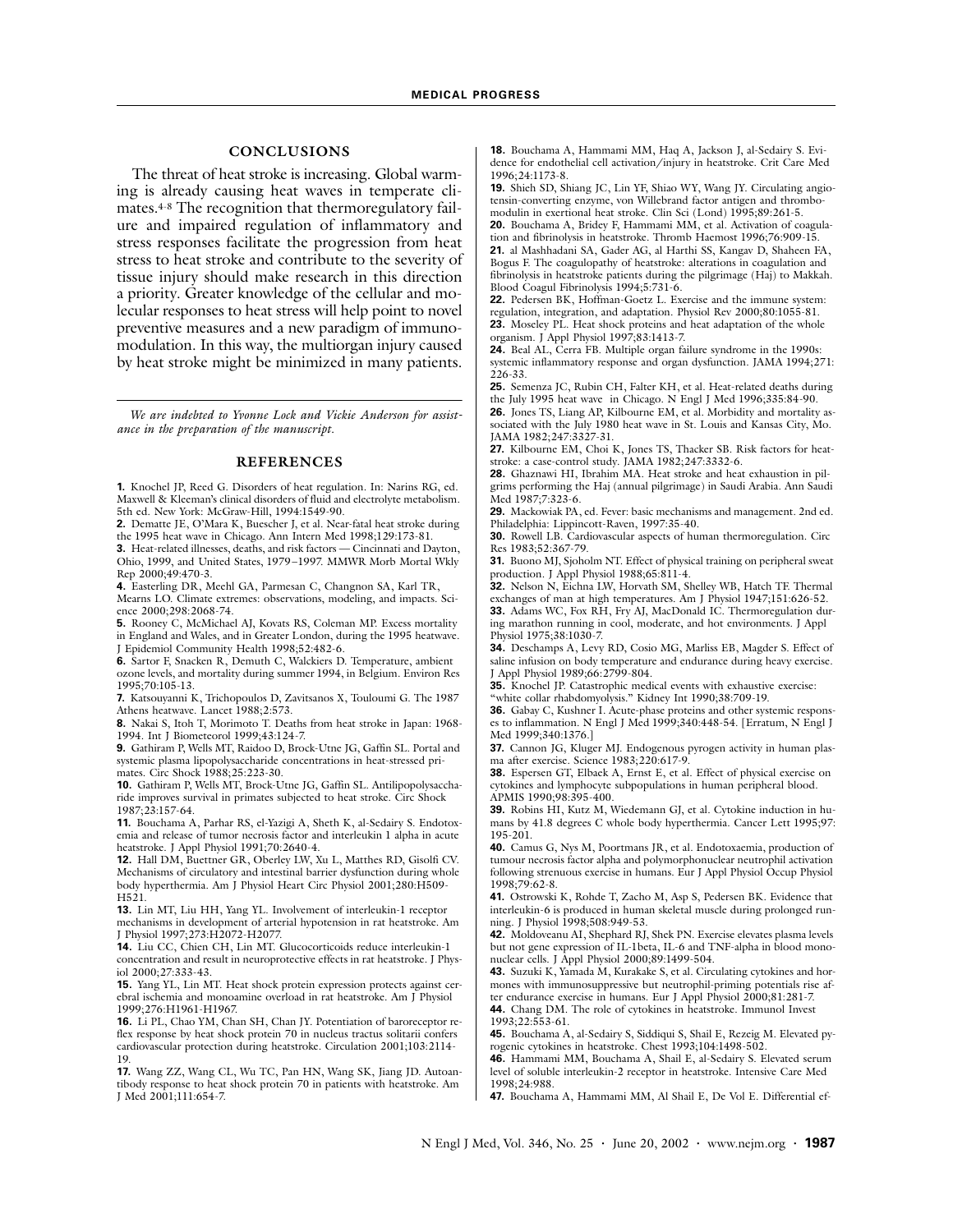## CONCLUSIONS

The threat of heat stroke is increasing. Global warming is already causing heat waves in temperate climates.[4-8] The recognition that thermoregulatory failure and impaired regulation of inflammatory and stress responses facilitate the progression from heat stress to heat stroke and contribute to the severity of tissue injury should make research in this direction a priority. Greater knowledge of the cellular and molecular responses to heat stress will help point to novel preventive measures and a new paradigm of immunomodulation. In this way, the multiorgan injury caused by heat stroke might be minimized in many patients.

*We are indebted to Yvonne Lock and Vickie Anderson for assistance in the preparation of the manuscript.*

## REFERENCES

**1.** Knochel JP, Reed G. Disorders of heat regulation. In: Narins RG, ed. Maxwell & Kleeman's clinical disorders of fluid and electrolyte metabolism. 5th ed. New York: McGraw-Hill, 1994:1549-90.

**2.** Dematte JE, O'Mara K, Buescher J, et al. Near-fatal heat stroke during the 1995 heat wave in Chicago. Ann Intern Med 1998;129:173-81.

**3.** Heat-related illnesses, deaths, and risk factors — Cincinnati and Dayton, Ohio, 1999, and United States, 1979–1997. MMWR Morb Mortal Wkly Rep 2000;49:470-3.

**4.** Easterling DR, Meehl GA, Parmesan C, Changnon SA, Karl TR, Mearns LO. Climate extremes: observations, modeling, and impacts. Science 2000;298:2068-74.

**5.** Rooney C, McMichael AJ, Kovats RS, Coleman MP. Excess mortality in England and Wales, and in Greater London, during the 1995 heatwave. J Epidemiol Community Health 1998;52:482-6.

**6.** Sartor F, Snacken R, Demuth C, Walckiers D. Temperature, ambient ozone levels, and mortality during summer 1994, in Belgium. Environ Res 1995;70:105-13.

**7.** Katsouyanni K, Trichopoulos D, Zavitsanos X, Touloumi G. The 1987 Athens heatwave. Lancet 1988;2:573.

**8.** Nakai S, Itoh T, Morimoto T. Deaths from heat stroke in Japan: 1968-1994. Int J Biometeorol 1999;43:124-7.

**9.** Gathiram P, Wells MT, Raidoo D, Brock-Utne JG, Gaffin SL. Portal and systemic plasma lipopolysaccharide concentrations in heat-stressed primates. Circ Shock 1988;25:223-30.

**10.** Gathiram P, Wells MT, Brock-Utne JG, Gaffin SL. Antilipopolysaccharide improves survival in primates subjected to heat stroke. Circ Shock 1987;23:157-64.

**11.** Bouchama A, Parhar RS, el-Yazigi A, Sheth K, al-Sedairy S. Endotoxemia and release of tumor necrosis factor and interleukin 1 alpha in acute heatstroke. J Appl Physiol 1991;70:2640-4.

**12.** Hall DM, Buettner GR, Oberley LW, Xu L, Matthes RD, Gisolfi CV. Mechanisms of circulatory and intestinal barrier dysfunction during whole body hyperthermia. Am J Physiol Heart Circ Physiol 2001;280:H509-H521.

**13.** Lin MT, Liu HH, Yang YL. Involvement of interleukin-1 receptor mechanisms in development of arterial hypotension in rat heatstroke. Am J Physiol 1997;273:H2072-H2077.

**14.** Liu CC, Chien CH, Lin MT. Glucocorticoids reduce interleukin-1 concentration and result in neuroprotective effects in rat heatstroke. J Physiol 2000;27:333-43.

**15.** Yang YL, Lin MT. Heat shock protein expression protects against cerebral ischemia and monoamine overload in rat heatstroke. Am J Physiol 1999;276:H1961-H1967.

**16.** Li PL, Chao YM, Chan SH, Chan JY. Potentiation of baroreceptor reflex response by heat shock protein 70 in nucleus tractus solitarii confers cardiovascular protection during heatstroke. Circulation 2001;103:2114-19.

**17.** Wang ZZ, Wang CL, Wu TC, Pan HN, Wang SK, Jiang JD. Autoantibody response to heat shock protein 70 in patients with heatstroke. Am J Med 2001;111:654-7.

**18.** Bouchama A, Hammami MM, Haq A, Jackson J, al-Sedairy S. Evidence for endothelial cell activation/injury in heatstroke. Crit Care Med 1996;24:1173-8.

**19.** Shieh SD, Shiang JC, Lin YF, Shiao WY, Wang JY. Circulating angiotensin-converting enzyme, von Willebrand factor antigen and thrombomodulin in exertional heat stroke. Clin Sci (Lond) 1995;89:261-5.

**20.** Bouchama A, Bridey F, Hammami MM, et al. Activation of coagulation and fibrinolysis in heatstroke. Thromb Haemost 1996;76:909-15.

**21.** al Mashhadani SA, Gader AG, al Harthi SS, Kangav D, Shaheen FA, Bogus F. The coagulopathy of heatstroke: alterations in coagulation and fibrinolysis in heatstroke patients during the pilgrimage (Haj) to Makkah. Blood Coagul Fibrinolysis 1994;5:731-6.

**22.** Pedersen BK, Hoffman-Goetz L. Exercise and the immune system: regulation, integration, and adaptation. Physiol Rev 2000;80:1055-81.

**23.** Moseley PL. Heat shock proteins and heat adaptation of the whole organism. J Appl Physiol 1997;83:1413-7.

**24.** Beal AL, Cerra FB. Multiple organ failure syndrome in the 1990s: systemic inflammatory response and organ dysfunction. JAMA 1994;271:226-33.

**25.** Semenza JC, Rubin CH, Falter KH, et al. Heat-related deaths during the July 1995 heat wave in Chicago. N Engl J Med 1996;335:84-90.

**26.** Jones TS, Liang AP, Kilbourne EM, et al. Morbidity and mortality associated with the July 1980 heat wave in St. Louis and Kansas City, Mo. JAMA 1982;247:3327-31.

**27.** Kilbourne EM, Choi K, Jones TS, Thacker SB. Risk factors for heatstroke: a case-control study. JAMA 1982;247:3332-6.

**28.** Ghaznawi HI, Ibrahim MA. Heat stroke and heat exhaustion in pilgrims performing the Haj (annual pilgrimage) in Saudi Arabia. Ann Saudi Med 1987;7:323-6.

**29.** Mackowiak PA, ed. Fever: basic mechanisms and management. 2nd ed. Philadelphia: Lippincott-Raven, 1997:35-40.

**30.** Rowell LB. Cardiovascular aspects of human thermoregulation. Circ Res 1983;52:367-79.

**31.** Buono MJ, Sjoholm NT. Effect of physical training on peripheral sweat production. J Appl Physiol 1988;65:811-4.

**32.** Nelson N, Eichna LW, Horvath SM, Shelley WB, Hatch TF. Thermal exchanges of man at high temperatures. Am J Physiol 1947;151:626-52.

**33.** Adams WC, Fox RH, Fry AJ, MacDonald IC. Thermoregulation during marathon running in cool, moderate, and hot environments. J Appl Physiol 1975;38:1030-7.

**34.** Deschamps A, Levy RD, Cosio MG, Marliss EB, Magder S. Effect of saline infusion on body temperature and endurance during heavy exercise. J Appl Physiol 1989;66:2799-804.

**35.** Knochel JP. Catastrophic medical events with exhaustive exercise: "white collar rhabdomyolysis." Kidney Int 1990;38:709-19.

**36.** Gabay C, Kushner I. Acute-phase proteins and other systemic responses to inflammation. N Engl J Med 1999;340:448-54. [Erratum, N Engl J Med 1999;340:1376.]

**37.** Cannon JG, Kluger MJ. Endogenous pyrogen activity in human plasma after exercise. Science 1983;220:617-9.

**38.** Espersen GT, Elbaek A, Ernst E, et al. Effect of physical exercise on cytokines and lymphocyte subpopulations in human peripheral blood. APMIS 1990;98:395-400.

**39.** Robins HI, Kutz M, Wiedemann GJ, et al. Cytokine induction in humans by 41.8 degrees C whole body hyperthermia. Cancer Lett 1995;97:195-201.

**40.** Camus G, Nys M, Poortmans JR, et al. Endotoxaemia, production of tumour necrosis factor alpha and polymorphonuclear neutrophil activation following strenuous exercise in humans. Eur J Appl Physiol Occup Physiol 1998;79:62-8.

**41.** Ostrowski K, Rohde T, Zacho M, Asp S, Pedersen BK. Evidence that interleukin-6 is produced in human skeletal muscle during prolonged running. J Physiol 1998;508:949-53.

**42.** Moldoveanu AI, Shephard RJ, Shek PN. Exercise elevates plasma levels but not gene expression of IL-1beta, IL-6 and TNF-alpha in blood mononuclear cells. J Appl Physiol 2000;89:1499-504.

**43.** Suzuki K, Yamada M, Kurakake S, et al. Circulating cytokines and hormones with immunosuppressive but neutrophil-priming potentials rise after endurance exercise in humans. Eur J Appl Physiol 2000;81:281-7.

**44.** Chang DM. The role of cytokines in heatstroke. Immunol Invest 1993;22:553-61.

**45.** Bouchama A, al-Sedairy S, Siddiqui S, Shail E, Rezeig M. Elevated pyrogenic cytokines in heatstroke. Chest 1993;104:1498-502.

**46.** Hammami MM, Bouchama A, Shail E, al-Sedairy S. Elevated serum level of soluble interleukin-2 receptor in heatstroke. Intensive Care Med 1998;24:988.

**47.** Bouchama A, Hammami MM, Al Shail E, De Vol E. Differential ef-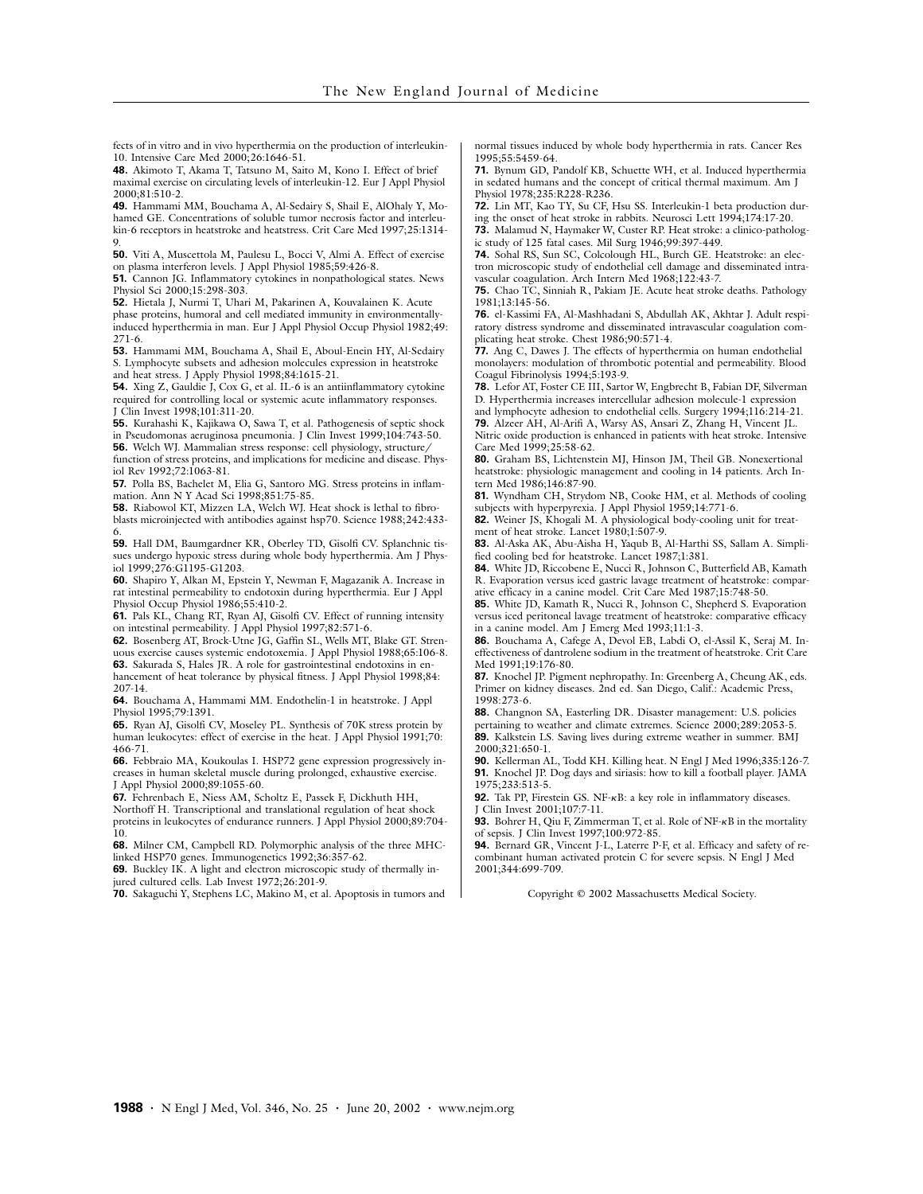fects of in vitro and in vivo hyperthermia on the production of interleukin-10. Intensive Care Med 2000;26:1646-51.

**48.** Akimoto T, Akama T, Tatsuno M, Saito M, Kono I. Effect of brief maximal exercise on circulating levels of interleukin-12. Eur J Appl Physiol 2000;81:510-2.

**49.** Hammami MM, Bouchama A, Al-Sedairy S, Shail E, AlOhaly Y, Mohamed GE. Concentrations of soluble tumor necrosis factor and interleukin-6 receptors in heatstroke and heatstress. Crit Care Med 1997;25:1314-9.

**50.** Viti A, Muscettola M, Paulesu L, Bocci V, Almi A. Effect of exercise on plasma interferon levels. J Appl Physiol 1985;59:426-8.

**51.** Cannon JG. Inflammatory cytokines in nonpathological states. News Physiol Sci 2000;15:298-303.

**52.** Hietala J, Nurmi T, Uhari M, Pakarinen A, Kouvalainen K. Acute phase proteins, humoral and cell mediated immunity in environmentally-induced hyperthermia in man. Eur J Appl Physiol Occup Physiol 1982;49:271-6.

**53.** Hammami MM, Bouchama A, Shail E, Aboul-Enein HY, Al-Sedairy S. Lymphocyte subsets and adhesion molecules expression in heatstroke and heat stress. J Apply Physiol 1998;84:1615-21.

**54.** Xing Z, Gauldie J, Cox G, et al. IL-6 is an antiinflammatory cytokine required for controlling local or systemic acute inflammatory responses. J Clin Invest 1998;101:311-20.

**55.** Kurahashi K, Kajikawa O, Sawa T, et al. Pathogenesis of septic shock in Pseudomonas aeruginosa pneumonia. J Clin Invest 1999;104:743-50.

**56.** Welch WJ. Mammalian stress response: cell physiology, structure/function of stress proteins, and implications for medicine and disease. Physiol Rev 1992;72:1063-81.

**57.** Polla BS, Bachelet M, Elia G, Santoro MG. Stress proteins in inflammation. Ann N Y Acad Sci 1998;851:75-85.

**58.** Riabowol KT, Mizzen LA, Welch WJ. Heat shock is lethal to fibroblasts microinjected with antibodies against hsp70. Science 1988;242:433-6.

**59.** Hall DM, Baumgardner KR, Oberley TD, Gisolfi CV. Splanchnic tissues undergo hypoxic stress during whole body hyperthermia. Am J Physiol 1999;276:G1195-G1203.

**60.** Shapiro Y, Alkan M, Epstein Y, Newman F, Magazanik A. Increase in rat intestinal permeability to endotoxin during hyperthermia. Eur J Appl Physiol Occup Physiol 1986;55:410-2.

**61.** Pals KL, Chang RT, Ryan AJ, Gisolfi CV. Effect of running intensity on intestinal permeability. J Appl Physiol 1997;82:571-6.

**62.** Bosenberg AT, Brock-Utne JG, Gaffin SL, Wells MT, Blake GT. Strenuous exercise causes systemic endotoxemia. J Appl Physiol 1988;65:106-8.

**63.** Sakurada S, Hales JR. A role for gastrointestinal endotoxins in enhancement of heat tolerance by physical fitness. J Appl Physiol 1998;84:207-14.

**64.** Bouchama A, Hammami MM. Endothelin-1 in heatstroke. J Appl Physiol 1995;79:1391.

**65.** Ryan AJ, Gisolfi CV, Moseley PL. Synthesis of 70K stress protein by human leukocytes: effect of exercise in the heat. J Appl Physiol 1991;70:466-71.

**66.** Febbraio MA, Koukoulas I. HSP72 gene expression progressively increases in human skeletal muscle during prolonged, exhaustive exercise. J Appl Physiol 2000;89:1055-60.

**67.** Fehrenbach E, Niess AM, Scholtz E, Passek F, Dickhuth HH, Northoff H. Transcriptional and translational regulation of heat shock proteins in leukocytes of endurance runners. J Appl Physiol 2000;89:704-10.

**68.** Milner CM, Campbell RD. Polymorphic analysis of the three MHC-linked HSP70 genes. Immunogenetics 1992;36:357-62.

**69.** Buckley IK. A light and electron microscopic study of thermally injured cultured cells. Lab Invest 1972;26:201-9.

**70.** Sakaguchi Y, Stephens LC, Makino M, et al. Apoptosis in tumors and normal tissues induced by whole body hyperthermia in rats. Cancer Res 1995;55:5459-64.

**71.** Bynum GD, Pandolf KB, Schuette WH, et al. Induced hyperthermia in sedated humans and the concept of critical thermal maximum. Am J Physiol 1978;235:R228-R236.

**72.** Lin MT, Kao TY, Su CF, Hsu SS. Interleukin-1 beta production during the onset of heat stroke in rabbits. Neurosci Lett 1994;174:17-20.

**73.** Malamud N, Haymaker W, Custer RP. Heat stroke: a clinico-pathologic study of 125 fatal cases. Mil Surg 1946;99:397-449.

**74.** Sohal RS, Sun SC, Colcolough HL, Burch GE. Heatstroke: an electron microscopic study of endothelial cell damage and disseminated intravascular coagulation. Arch Intern Med 1968;122:43-7.

**75.** Chao TC, Sinniah R, Pakiam JE. Acute heat stroke deaths. Pathology 1981;13:145-56.

**76.** el-Kassimi FA, Al-Mashhadani S, Abdullah AK, Akhtar J. Adult respiratory distress syndrome and disseminated intravascular coagulation complicating heat stroke. Chest 1986;90:571-4.

**77.** Ang C, Dawes J. The effects of hyperthermia on human endothelial monolayers: modulation of thrombotic potential and permeability. Blood Coagul Fibrinolysis 1994;5:193-9.

**78.** Lefor AT, Foster CE III, Sartor W, Engbrecht B, Fabian DF, Silverman D. Hyperthermia increases intercellular adhesion molecule-1 expression and lymphocyte adhesion to endothelial cells. Surgery 1994;116:214-21.

**79.** Alzeer AH, Al-Arifi A, Warsy AS, Ansari Z, Zhang H, Vincent JL. Nitric oxide production is enhanced in patients with heat stroke. Intensive Care Med 1999;25:58-62.

**80.** Graham BS, Lichtenstein MJ, Hinson JM, Theil GB. Nonexertional heatstroke: physiologic management and cooling in 14 patients. Arch Intern Med 1986;146:87-90.

**81.** Wyndham CH, Strydom NB, Cooke HM, et al. Methods of cooling subjects with hyperpyrexia. J Appl Physiol 1959;14:771-6.

**82.** Weiner JS, Khogali M. A physiological body-cooling unit for treatment of heat stroke. Lancet 1980;1:507-9.

**83.** Al-Aska AK, Abu-Aisha H, Yaqub B, Al-Harthi SS, Sallam A. Simplified cooling bed for heatstroke. Lancet 1987;1:381.

**84.** White JD, Riccobene E, Nucci R, Johnson C, Butterfield AB, Kamath R. Evaporation versus iced gastric lavage treatment of heatstroke: comparative efficacy in a canine model. Crit Care Med 1987;15:748-50.

**85.** White JD, Kamath R, Nucci R, Johnson C, Shepherd S. Evaporation versus iced peritoneal lavage treatment of heatstroke: comparative efficacy in a canine model. Am J Emerg Med 1993;11:1-3.

**86.** Bouchama A, Cafege A, Devol EB, Labdi O, el-Assil K, Seraj M. Ineffectiveness of dantrolene sodium in the treatment of heatstroke. Crit Care Med 1991;19:176-80.

**87.** Knochel JP. Pigment nephropathy. In: Greenberg A, Cheung AK, eds. Primer on kidney diseases. 2nd ed. San Diego, Calif.: Academic Press, 1998:273-6.

**88.** Changnon SA, Easterling DR. Disaster management: U.S. policies pertaining to weather and climate extremes. Science 2000;289:2053-5.

**89.** Kalkstein LS. Saving lives during extreme weather in summer. BMJ 2000;321:650-1.

**90.** Kellerman AL, Todd KH. Killing heat. N Engl J Med 1996;335:126-7.

**91.** Knochel JP. Dog days and siriasis: how to kill a football player. JAMA 1975;233:513-5.

**92.** Tak PP, Firestein GS. NF-κB: a key role in inflammatory diseases. J Clin Invest 2001;107:7-11.

**93.** Bohrer H, Qiu F, Zimmerman T, et al. Role of NF-κB in the mortality of sepsis. J Clin Invest 1997;100:972-85.

**94.** Bernard GR, Vincent J-L, Laterre P-F, et al. Efficacy and safety of recombinant human activated protein C for severe sepsis. N Engl J Med 2001;344:699-709.

Copyright © 2002 Massachusetts Medical Society.